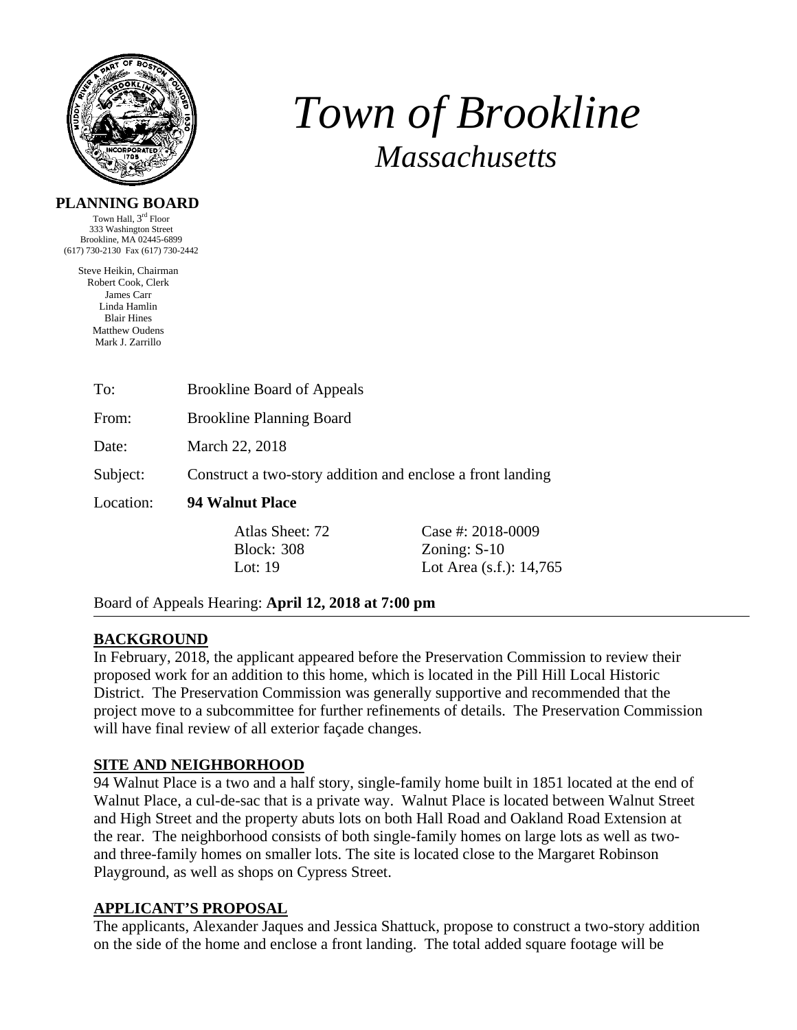# *Town of Brookline*

## *Massachusetts*

**PLANNING BOARD**

Town Hall, 3rd Floor
333 Washington Street
Brookline, MA 02445-6899
(617) 730-2130 Fax (617) 730-2442

Steve Heikin, Chairman
Robert Cook, Clerk
James Carr
Linda Hamlin
Blair Hines
Matthew Oudens
Mark J. Zarrillo

| | |
|---|---|
| To: | Brookline Board of Appeals |
| From: | Brookline Planning Board |
| Date: | March 22, 2018 |
| Subject: | Construct a two-story addition and enclose a front landing |
| Location: | **94 Walnut Place** |

| | |
|---|---|
| Atlas Sheet: 72 | Case #: 2018-0009 |
| Block: 308 | Zoning: S-10 |
| Lot: 19 | Lot Area (s.f.): 14,765 |

Board of Appeals Hearing: **April 12, 2018 at 7:00 pm**

## BACKGROUND

In February, 2018, the applicant appeared before the Preservation Commission to review their proposed work for an addition to this home, which is located in the Pill Hill Local Historic District. The Preservation Commission was generally supportive and recommended that the project move to a subcommittee for further refinements of details. The Preservation Commission will have final review of all exterior façade changes.

## SITE AND NEIGHBORHOOD

94 Walnut Place is a two and a half story, single-family home built in 1851 located at the end of Walnut Place, a cul-de-sac that is a private way. Walnut Place is located between Walnut Street and High Street and the property abuts lots on both Hall Road and Oakland Road Extension at the rear. The neighborhood consists of both single-family homes on large lots as well as two- and three-family homes on smaller lots. The site is located close to the Margaret Robinson Playground, as well as shops on Cypress Street.

## APPLICANT'S PROPOSAL

The applicants, Alexander Jaques and Jessica Shattuck, propose to construct a two-story addition on the side of the home and enclose a front landing. The total added square footage will be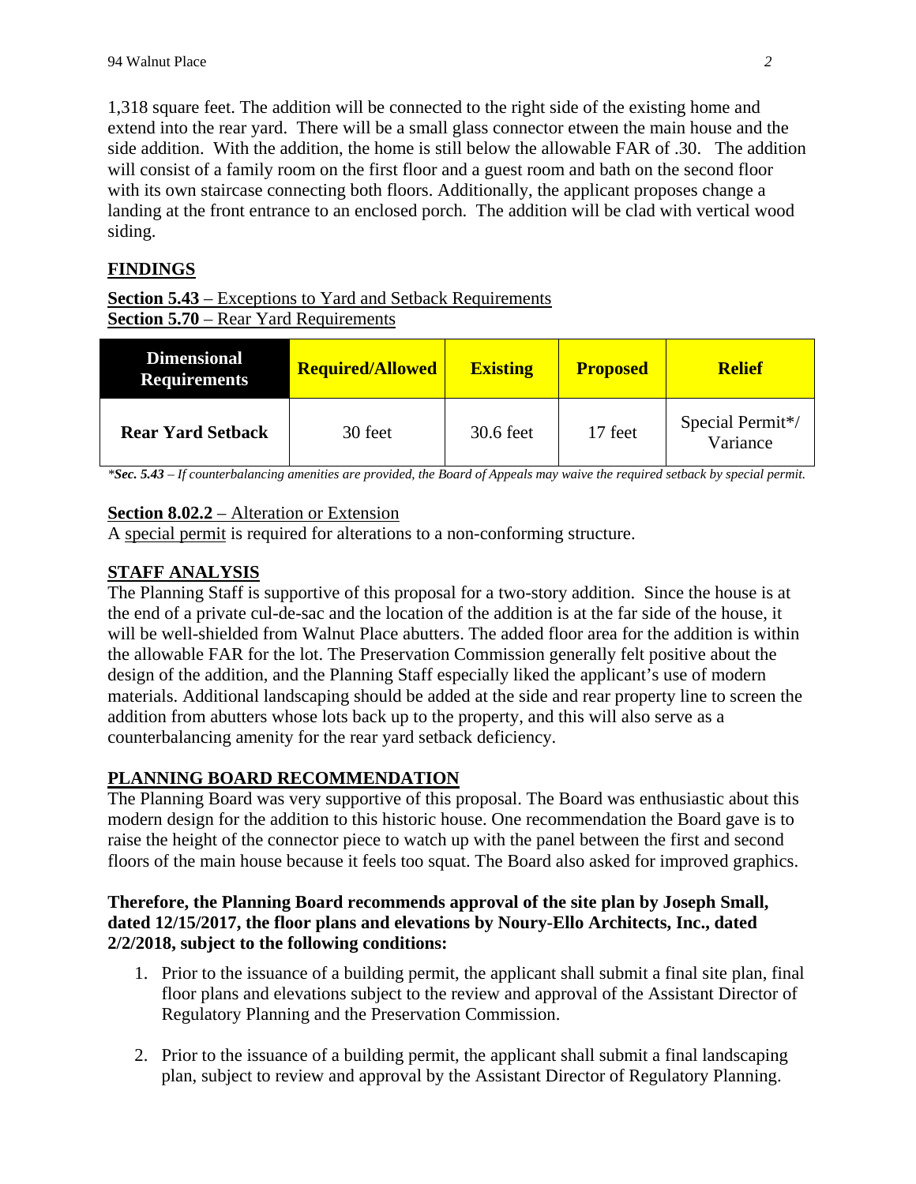1,318 square feet. The addition will be connected to the right side of the existing home and extend into the rear yard. There will be a small glass connector etween the main house and the side addition. With the addition, the home is still below the allowable FAR of .30. The addition will consist of a family room on the first floor and a guest room and bath on the second floor with its own staircase connecting both floors. Additionally, the applicant proposes change a landing at the front entrance to an enclosed porch. The addition will be clad with vertical wood siding.

## FINDINGS

**Section 5.43** – Exceptions to Yard and Setback Requirements
**Section 5.70** – Rear Yard Requirements

| Dimensional Requirements | Required/Allowed | Existing | Proposed | Relief |
|---|---|---|---|---|
| **Rear Yard Setback** | 30 feet | 30.6 feet | 17 feet | Special Permit*/ Variance |

*\*Sec. 5.43 – If counterbalancing amenities are provided, the Board of Appeals may waive the required setback by special permit.*

**Section 8.02.2** – Alteration or Extension
A special permit is required for alterations to a non-conforming structure.

## STAFF ANALYSIS

The Planning Staff is supportive of this proposal for a two-story addition. Since the house is at the end of a private cul-de-sac and the location of the addition is at the far side of the house, it will be well-shielded from Walnut Place abutters. The added floor area for the addition is within the allowable FAR for the lot. The Preservation Commission generally felt positive about the design of the addition, and the Planning Staff especially liked the applicant's use of modern materials. Additional landscaping should be added at the side and rear property line to screen the addition from abutters whose lots back up to the property, and this will also serve as a counterbalancing amenity for the rear yard setback deficiency.

## PLANNING BOARD RECOMMENDATION

The Planning Board was very supportive of this proposal. The Board was enthusiastic about this modern design for the addition to this historic house. One recommendation the Board gave is to raise the height of the connector piece to watch up with the panel between the first and second floors of the main house because it feels too squat. The Board also asked for improved graphics.

**Therefore, the Planning Board recommends approval of the site plan by Joseph Small, dated 12/15/2017, the floor plans and elevations by Noury-Ello Architects, Inc., dated 2/2/2018, subject to the following conditions:**

1. Prior to the issuance of a building permit, the applicant shall submit a final site plan, final floor plans and elevations subject to the review and approval of the Assistant Director of Regulatory Planning and the Preservation Commission.

2. Prior to the issuance of a building permit, the applicant shall submit a final landscaping plan, subject to review and approval by the Assistant Director of Regulatory Planning.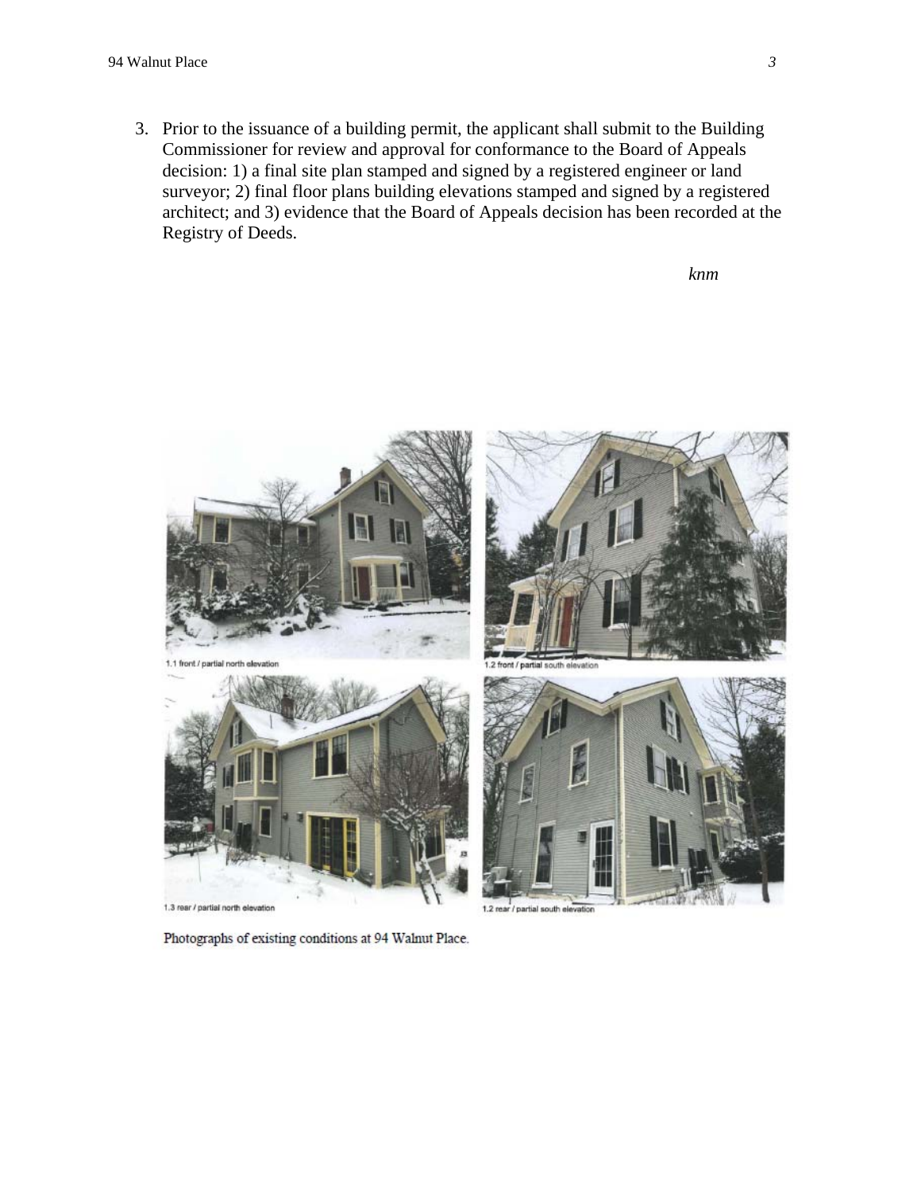3. Prior to the issuance of a building permit, the applicant shall submit to the Building Commissioner for review and approval for conformance to the Board of Appeals decision: 1) a final site plan stamped and signed by a registered engineer or land surveyor; 2) final floor plans building elevations stamped and signed by a registered architect; and 3) evidence that the Board of Appeals decision has been recorded at the Registry of Deeds.

*knm*

1.1 front / partial north elevation

1.2 front / partial south elevation

1.3 rear / partial north elevation

1.2 rear / partial south elevation

Photographs of existing conditions at 94 Walnut Place.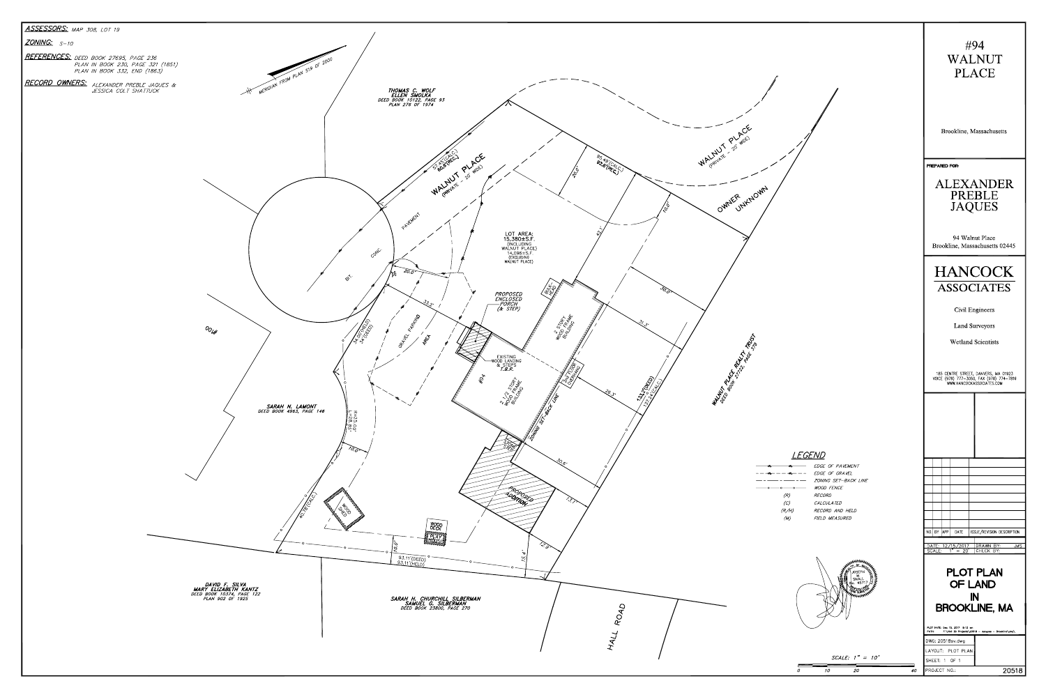**ASSESSORS:** MAP 308, LOT 19

**ZONING:** S-10

**REFERENCES:** DEED BOOK 27695, PAGE 236
PLAN IN BOOK 230, PAGE 321 (1851)
PLAN IN BOOK 332, END (1863)

**RECORD OWNERS:** ALEXANDER PREBLE JAQUES &
JESSICA COLT SHATTUCK

MERIDIAN FROM PLAN 519 OF 2005

THOMAS C. WOLF
ELLEN SMOLKA
DEED BOOK 10122, PAGE 93
PLAN 276 OF 1974

WALNUT PLACE
(PRIVATE - 20' WIDE)

57.43'(CALC.)
50.8'(REC.)

94.49'(CALC.)
92.6'(REC.)

WALNUT PLACE
(PRIVATE - 20' WIDE)

OWNER UNKNOWN

PAVEMENT

BIT. CONC.

LOT AREA:
15,380±S.F.
(INCLUDING WALNUT PLACE)
14,096±S.F.
(EXCLUDING WALNUT PLACE)

20.0'

33.5'

GRAVEL PARKING AREA

PROPOSED ENCLOSED PORCH (& STEP)

EXISTING WOOD LANDING & STEPS T.B.R.

#94
2 1/2 STORY WOOD FRAME BUILDING

2 STORY WOOD FRAME BUILDING

BULKHEAD

2ND FLOOR OVERHANG

ZONING SET-BACK LINE

STONE STEPS

PROPOSED ADDITION

#100

SARAH N. LAMONT
DEED BOOK 4963, PAGE 146

34.50'(HELD)
34'(DEED)

R=25.00'
L=28.85'

10.0'

40.78'(CALC.)

WOOD SHED

WOOD DECK

10.0'

93.11'(DEED)
93.11'(HELD)

15.4'

12.9'

13.1'

30.6'

29.5'

31.3'

30.0'

10.0'

20.0'

43.1'

133.7'(DEED)
137.83'(CALC.)

WALNUT PLACE REALTY TRUST
DEED BOOK 27222, PAGE 378

DAVID F. SILVA
MARY ELIZABETH KANTZ
DEED BOOK 10374, PAGE 122
PLAN 902 OF 1925

SARAH H. CHURCHILL SILBERMAN
SAMUEL G. SILBERMAN
DEED BOOK 23800, PAGE 270

HALL ROAD

### LEGEND

- EDGE OF PAVEMENT
- EDGE OF GRAVEL
- ZONING SET-BACK LINE
- WOOD FENCE
- (R) RECORD
- (C) CALCULATED
- (R/H) RECORD AND HELD
- (M) FIELD MEASURED

SCALE: 1" = 10'
0 10 20 40

JOSEPH M. SMALL No. 45717

# #94 WALNUT PLACE

Brookline, Massachusetts

PREPARED FOR:

## ALEXANDER PREBLE JAQUES

94 Walnut Place
Brookline, Massachusetts 02445

## HANCOCK ASSOCIATES

Civil Engineers

Land Surveyors

Wetland Scientists

185 CENTRE STREET, DANVERS, MA 01923
VOICE (978) 777-3050, FAX (978) 774-7816
WWW.HANCOCKASSOCIATES.COM

| NO | BY | APP | DATE | ISSUE/REVISION DESCRIPTION |
|---|---|---|---|---|

DATE: 12/15/2017 DRAWN BY: JMS
SCALE: 1" = 20' CHECK BY:

## PLOT PLAN OF LAND IN BROOKLINE, MA

PLOT DATE: Dec 15, 2017 9:12 am

DWG: 20518sv.dwg
LAYOUT: PLOT PLAN
SHEET: 1 OF 1
PROJECT NO.: 20518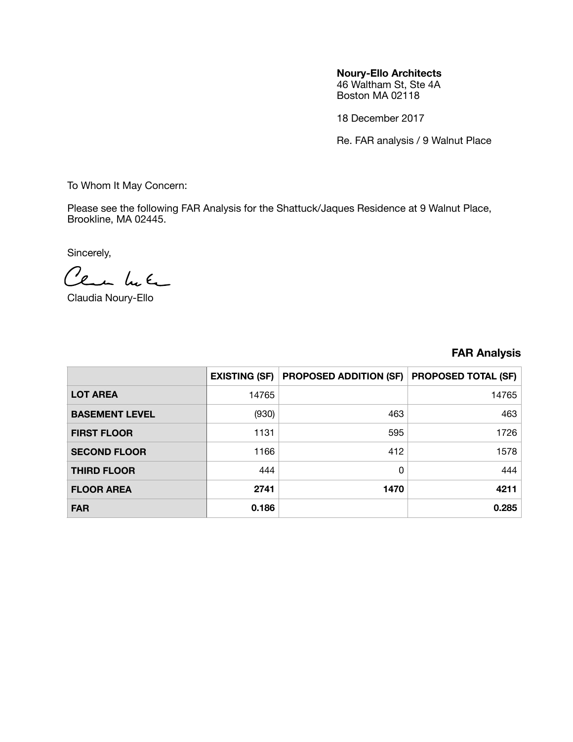**Noury-Ello Architects**
46 Waltham St, Ste 4A
Boston MA 02118

18 December 2017

Re. FAR analysis / 9 Walnut Place

To Whom It May Concern:

Please see the following FAR Analysis for the Shattuck/Jaques Residence at 9 Walnut Place, Brookline, MA 02445.

Sincerely,

Claudia Noury-Ello

## FAR Analysis

| | EXISTING (SF) | PROPOSED ADDITION (SF) | PROPOSED TOTAL (SF) |
|---|---|---|---|
| **LOT AREA** | 14765 | | 14765 |
| **BASEMENT LEVEL** | (930) | 463 | 463 |
| **FIRST FLOOR** | 1131 | 595 | 1726 |
| **SECOND FLOOR** | 1166 | 412 | 1578 |
| **THIRD FLOOR** | 444 | 0 | 444 |
| **FLOOR AREA** | **2741** | **1470** | **4211** |
| **FAR** | **0.186** | | **0.285** |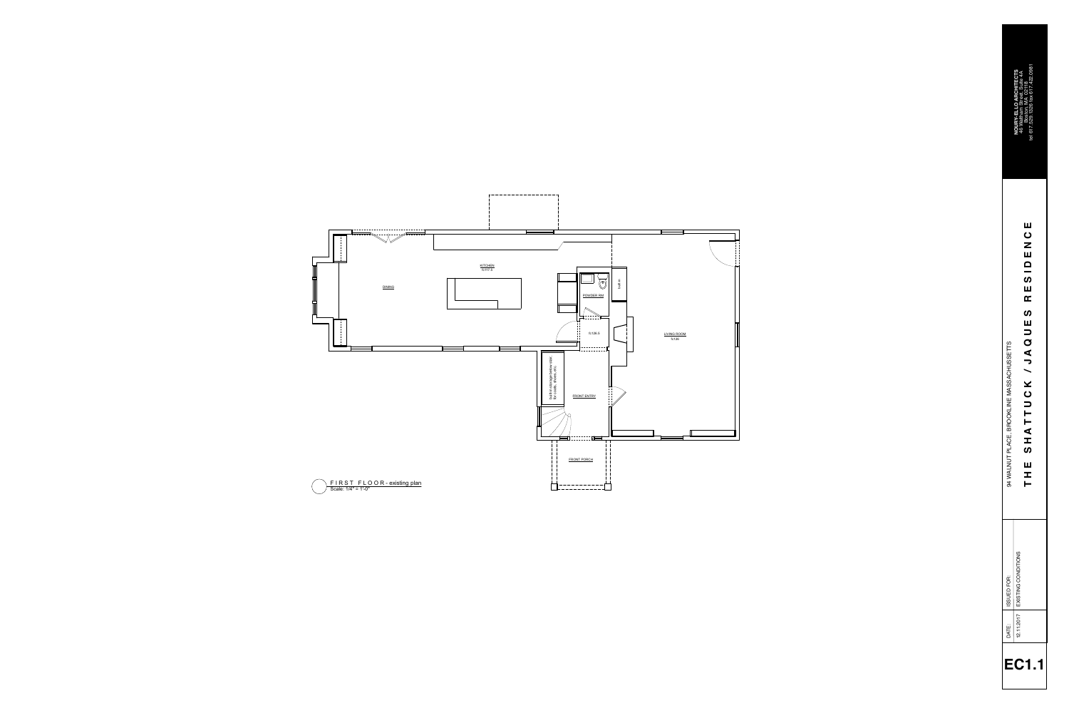KITCHEN
5;117.5

DINING

POWDER RM

5;126.5

LIVING ROOM
5;126

built-in storage/bench seat for coats, shoes, etc.

FRONT ENTRY

FRONT PORCH

FIRST FLOOR - existing plan
Scale: 1/4" = 1'-0"

NOURY-ELLO ARCHITECTS
46 Waltham Street, Suite 4A
Boston, MA 02118
tel 617.529.1326 fax 617.422.0981

94 WALNUT PLACE, BROOKLINE MASSACHUSETTS

THE SHATTUCK / JAQUES RESIDENCE

| DATE | ISSUED FOR: |
|---|---|
| 12.11.2017 | EXISTING CONDITIONS |

EC1.1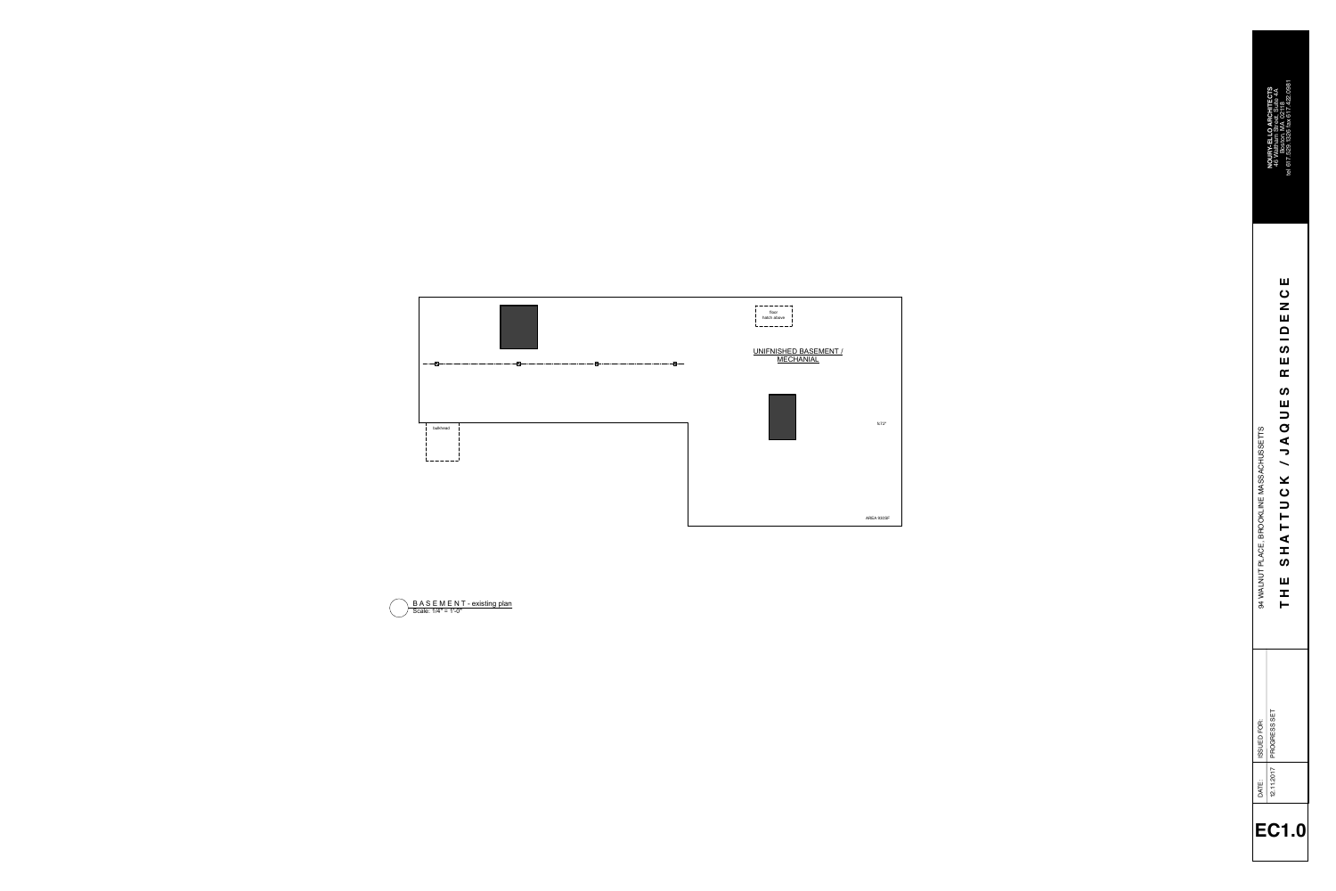floor hatch above

UNIFNISHED BASEMENT / MECHANIAL

5'2"

bulkhead

AREA 930SF

B A S E M E N T - existing plan
Scale: 1/4" = 1'-0"

**NOURY-ELLO ARCHITECTS**
46 Waltham Street, Suite 4A
Boston, MA 02118
tel 617.529.1326 fax 617.422.0981

94 WALNUT PLACE, BROOKLINE MASSACHUSETTS

**T H E  S H A T T U C K / J A Q U E S  R E S I D E N C E**

| DATE | ISSUED FOR |
| --- | --- |
| 12.11.2017 | PROGRESS SET |

**EC1.0**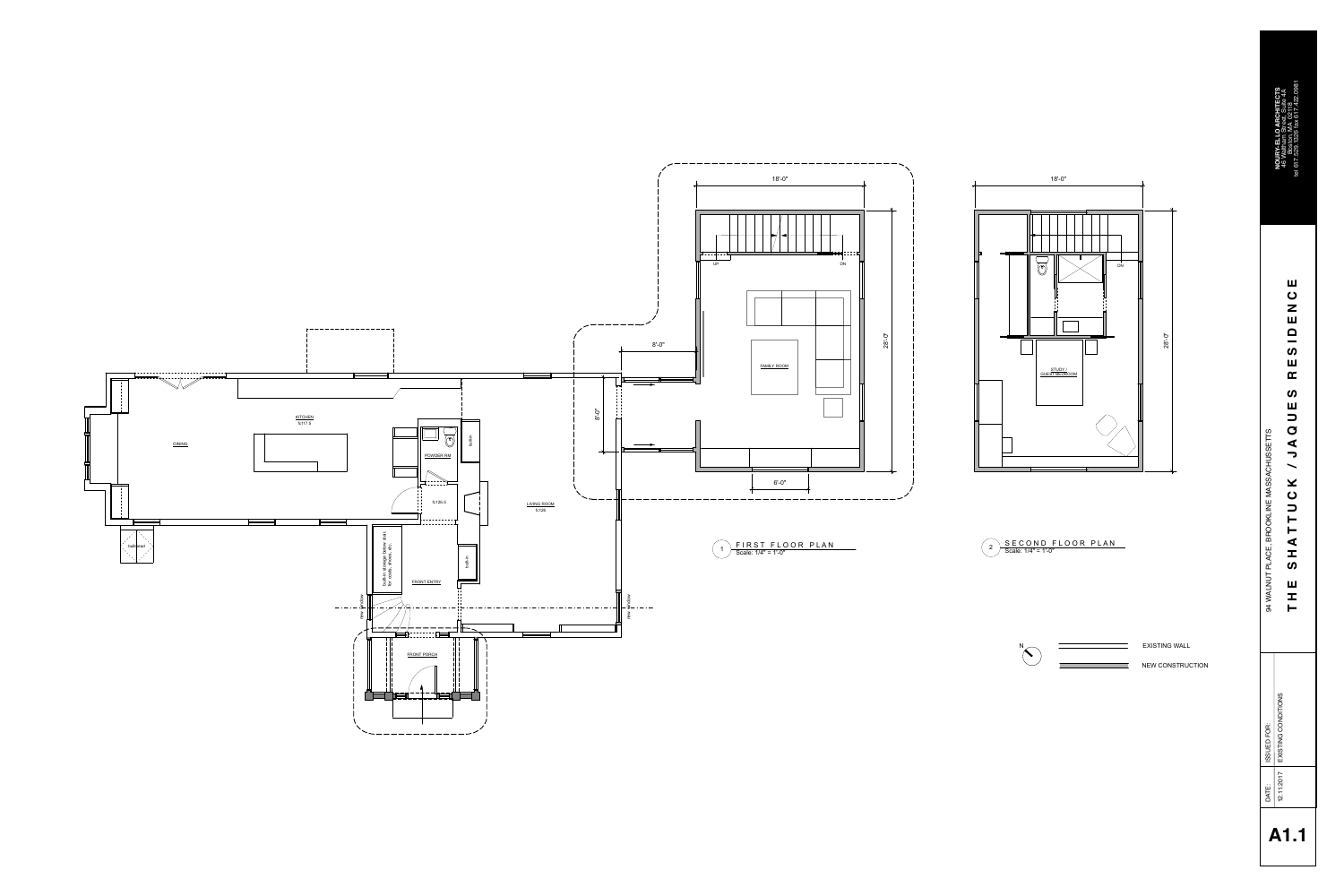KITCHEN
5/117.5

DINING

POWDER RM

built-in

5/126.5

LIVING ROOM
5/126

built-in storage below stair, for coats, shoes, etc.

built-in

FRONT ENTRY

new window

new window

bulkhead

FRONT PORCH

8'-0"

8'-0"

18'-0"

28'-0"

UP

DN

FAMILY ROOM

6'-0"

1 FIRST FLOOR PLAN
Scale: 1/4" = 1'-0"

18'-0"

28'-0"

DN

STUDY / GUEST BEDROOM

2 SECOND FLOOR PLAN
Scale: 1/4" = 1'-0"

N

EXISTING WALL

NEW CONSTRUCTION

NOURY-ELLO ARCHITECTS
46 Waltham Street, Suite 4A
Boston, MA 02118
tel 617.529.1326 fax 617.422.0981

94 WALNUT PLACE, BROOKLINE MASSACHUSETTS

# THE SHATTUCK / JAQUES RESIDENCE

| DATE | ISSUED FOR: |
| --- | --- |
| 12.11.2017 | EXISTING CONDITIONS |

A1.1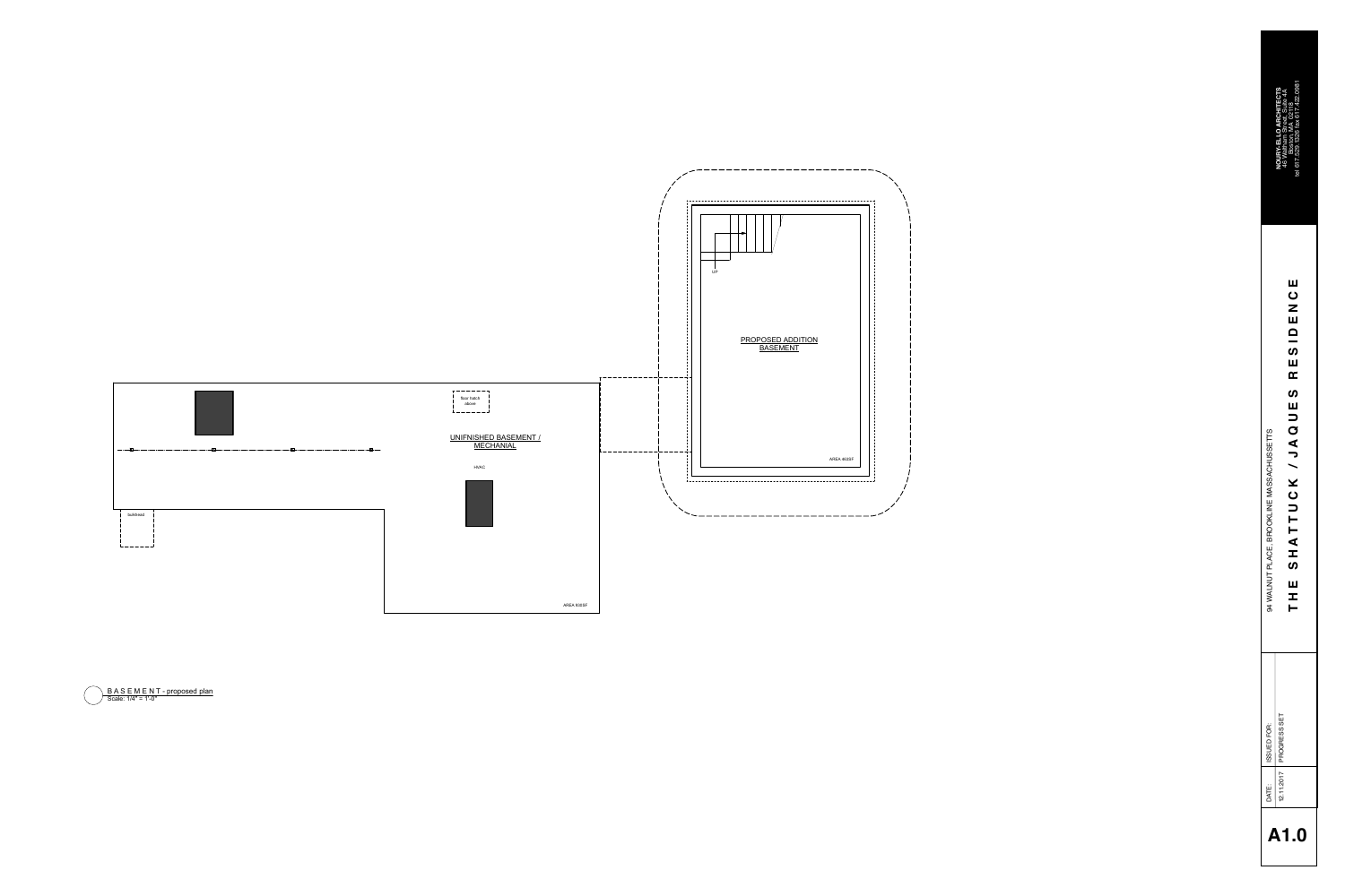floor hatch above

UNIFNISHED BASEMENT / MECHANIAL

HVAC

bulkhead

AREA 938SF

UP

PROPOSED ADDITION BASEMENT

AREA 462SF

B A S E M E N T - proposed plan
Scale: 1/4" = 1'-0"

**NOURY-ELLO ARCHITECTS**
46 Waltham Street, Suite 4A
Boston, MA 02118
tel 617.529.1326 fax 617.422.0981

94 WALNUT PLACE, BROOKLINE MASSACHUSETTS

**T H E   S H A T T U C K   /   J A Q U E S   R E S I D E N C E**

| DATE | ISSUED FOR |
| --- | --- |
| 12.11.2017 | PROGRESS SET |

**A1.0**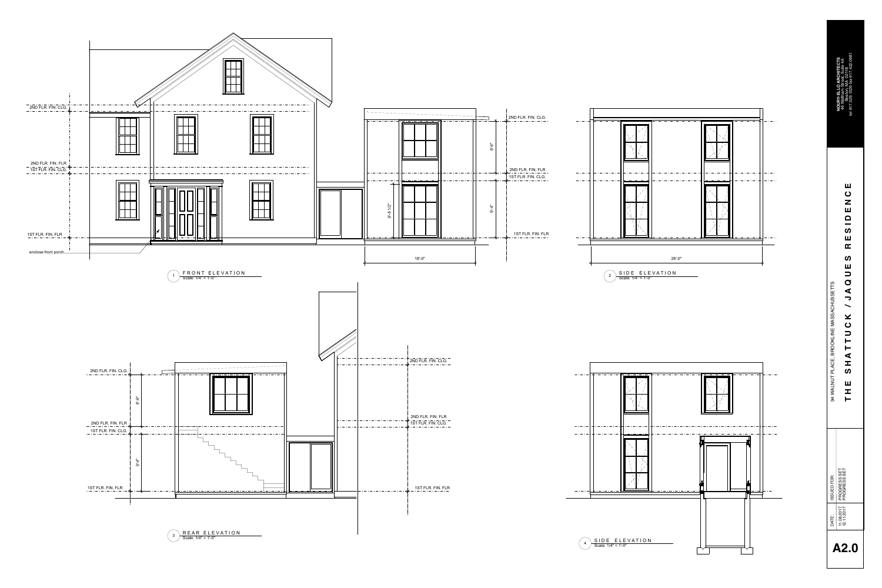2ND FLR. FIN. CLG.

2ND FLR. FIN. FLR
1ST FLR. FIN. CLG.

1ST FLR. FIN. FLR

enclose front porch

8'-8 1/2"

8'-6"

9'-4"

18'-0"

2ND FLR. FIN. CLG.

2ND FLR. FIN. FLR
1ST FLR. FIN. CLG.

1ST FLR. FIN. FLR

1 FRONT ELEVATION
Scale: 1/4" = 1'-0"

28'-0"

2 SIDE ELEVATION
Scale: 1/4" = 1'-0"

2ND FLR. FIN. CLG.

8'-6"

2ND FLR. FIN. FLR
1ST FLR. FIN. CLG.

9'-4"

1ST FLR. FIN. FLR

2ND FLR. FIN. CLG.

2ND FLR. FIN. FLR
1ST FLR. FIN. CLG.

1ST FLR. FIN. FLR

3 REAR ELEVATION
Scale: 1/4" = 1'-0"

4 SIDE ELEVATION
Scale: 1/4" = 1'-0"

**NOURY-ELLO ARCHITECTS**
46 Waltham Street, Suite 4A
Boston MA 02118
tel 617.529.1326 fax 617.422.0981

94 WALNUT PLACE, BROOKLINE MASSACHUSETTS

# THE SHATTUCK / JAQUES RESIDENCE

| DATE | ISSUED FOR: |
| --- | --- |
| 11.08.2017 | PROGRESS SET |
| 12.11.2017 | PROGRESS SET |

**A2.0**